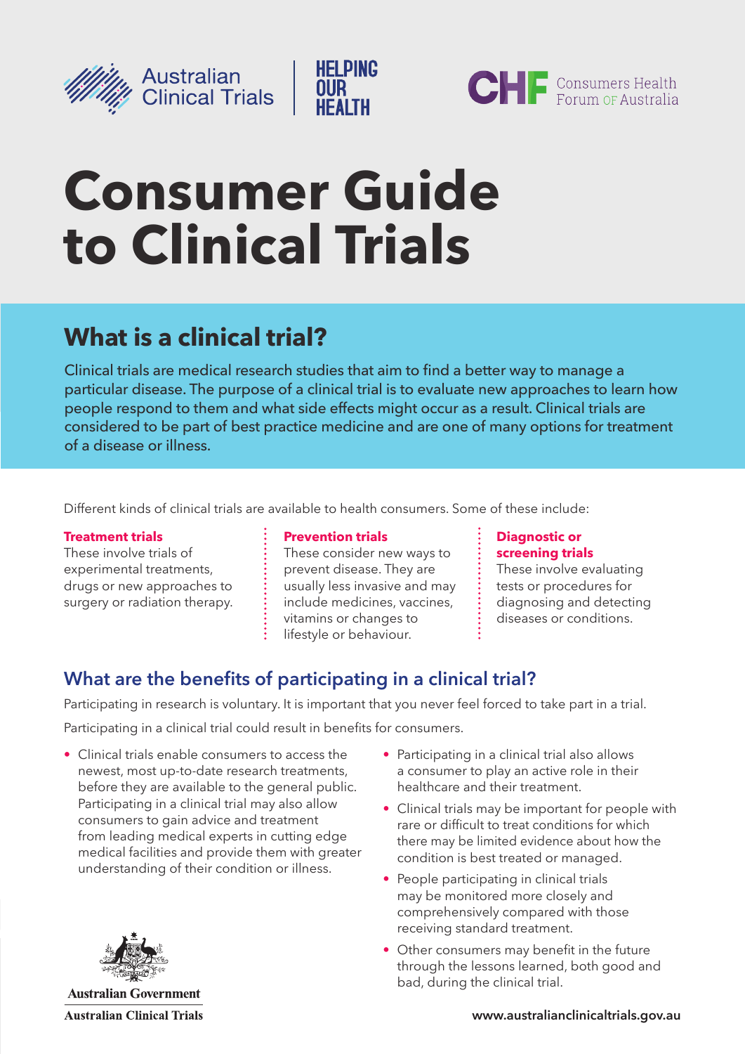Australian Clinical Trials | HELPING OUR HEALTH

CHF Consumers Health Forum of Australia

# Consumer Guide to Clinical Trials

## What is a clinical trial?

Clinical trials are medical research studies that aim to find a better way to manage a particular disease. The purpose of a clinical trial is to evaluate new approaches to learn how people respond to them and what side effects might occur as a result. Clinical trials are considered to be part of best practice medicine and are one of many options for treatment of a disease or illness.

Different kinds of clinical trials are available to health consumers. Some of these include:

**Treatment trials**
These involve trials of experimental treatments, drugs or new approaches to surgery or radiation therapy.

**Prevention trials**
These consider new ways to prevent disease. They are usually less invasive and may include medicines, vaccines, vitamins or changes to lifestyle or behaviour.

**Diagnostic or screening trials**
These involve evaluating tests or procedures for diagnosing and detecting diseases or conditions.

## What are the benefits of participating in a clinical trial?

Participating in research is voluntary. It is important that you never feel forced to take part in a trial.

Participating in a clinical trial could result in benefits for consumers.

- Clinical trials enable consumers to access the newest, most up-to-date research treatments, before they are available to the general public. Participating in a clinical trial may also allow consumers to gain advice and treatment from leading medical experts in cutting edge medical facilities and provide them with greater understanding of their condition or illness.
- Participating in a clinical trial also allows a consumer to play an active role in their healthcare and their treatment.
- Clinical trials may be important for people with rare or difficult to treat conditions for which there may be limited evidence about how the condition is best treated or managed.
- People participating in clinical trials may be monitored more closely and comprehensively compared with those receiving standard treatment.
- Other consumers may benefit in the future through the lessons learned, both good and bad, during the clinical trial.

Australian Government
Australian Clinical Trials

www.australianclinicaltrials.gov.au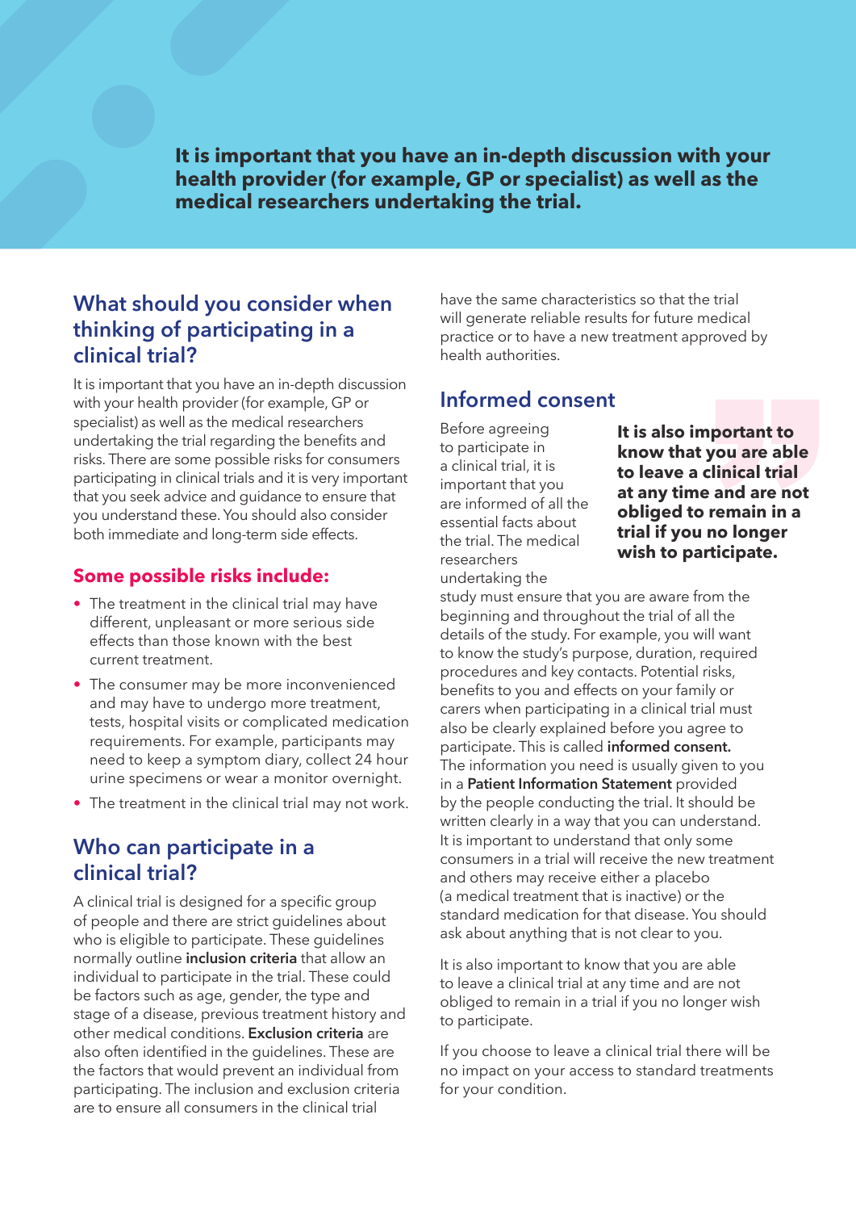**It is important that you have an in-depth discussion with your health provider (for example, GP or specialist) as well as the medical researchers undertaking the trial.**

## What should you consider when thinking of participating in a clinical trial?

It is important that you have an in-depth discussion with your health provider (for example, GP or specialist) as well as the medical researchers undertaking the trial regarding the benefits and risks. There are some possible risks for consumers participating in clinical trials and it is very important that you seek advice and guidance to ensure that you understand these. You should also consider both immediate and long-term side effects.

### Some possible risks include:

- The treatment in the clinical trial may have different, unpleasant or more serious side effects than those known with the best current treatment.
- The consumer may be more inconvenienced and may have to undergo more treatment, tests, hospital visits or complicated medication requirements. For example, participants may need to keep a symptom diary, collect 24 hour urine specimens or wear a monitor overnight.
- The treatment in the clinical trial may not work.

## Who can participate in a clinical trial?

A clinical trial is designed for a specific group of people and there are strict guidelines about who is eligible to participate. These guidelines normally outline **inclusion criteria** that allow an individual to participate in the trial. These could be factors such as age, gender, the type and stage of a disease, previous treatment history and other medical conditions. **Exclusion criteria** are also often identified in the guidelines. These are the factors that would prevent an individual from participating. The inclusion and exclusion criteria are to ensure all consumers in the clinical trial have the same characteristics so that the trial will generate reliable results for future medical practice or to have a new treatment approved by health authorities.

## Informed consent

**It is also important to know that you are able to leave a clinical trial at any time and are not obliged to remain in a trial if you no longer wish to participate.**

Before agreeing to participate in a clinical trial, it is important that you are informed of all the essential facts about the trial. The medical researchers undertaking the study must ensure that you are aware from the beginning and throughout the trial of all the details of the study. For example, you will want to know the study's purpose, duration, required procedures and key contacts. Potential risks, benefits to you and effects on your family or carers when participating in a clinical trial must also be clearly explained before you agree to participate. This is called **informed consent.** The information you need is usually given to you in a **Patient Information Statement** provided by the people conducting the trial. It should be written clearly in a way that you can understand. It is important to understand that only some consumers in a trial will receive the new treatment and others may receive either a placebo (a medical treatment that is inactive) or the standard medication for that disease. You should ask about anything that is not clear to you.

It is also important to know that you are able to leave a clinical trial at any time and are not obliged to remain in a trial if you no longer wish to participate.

If you choose to leave a clinical trial there will be no impact on your access to standard treatments for your condition.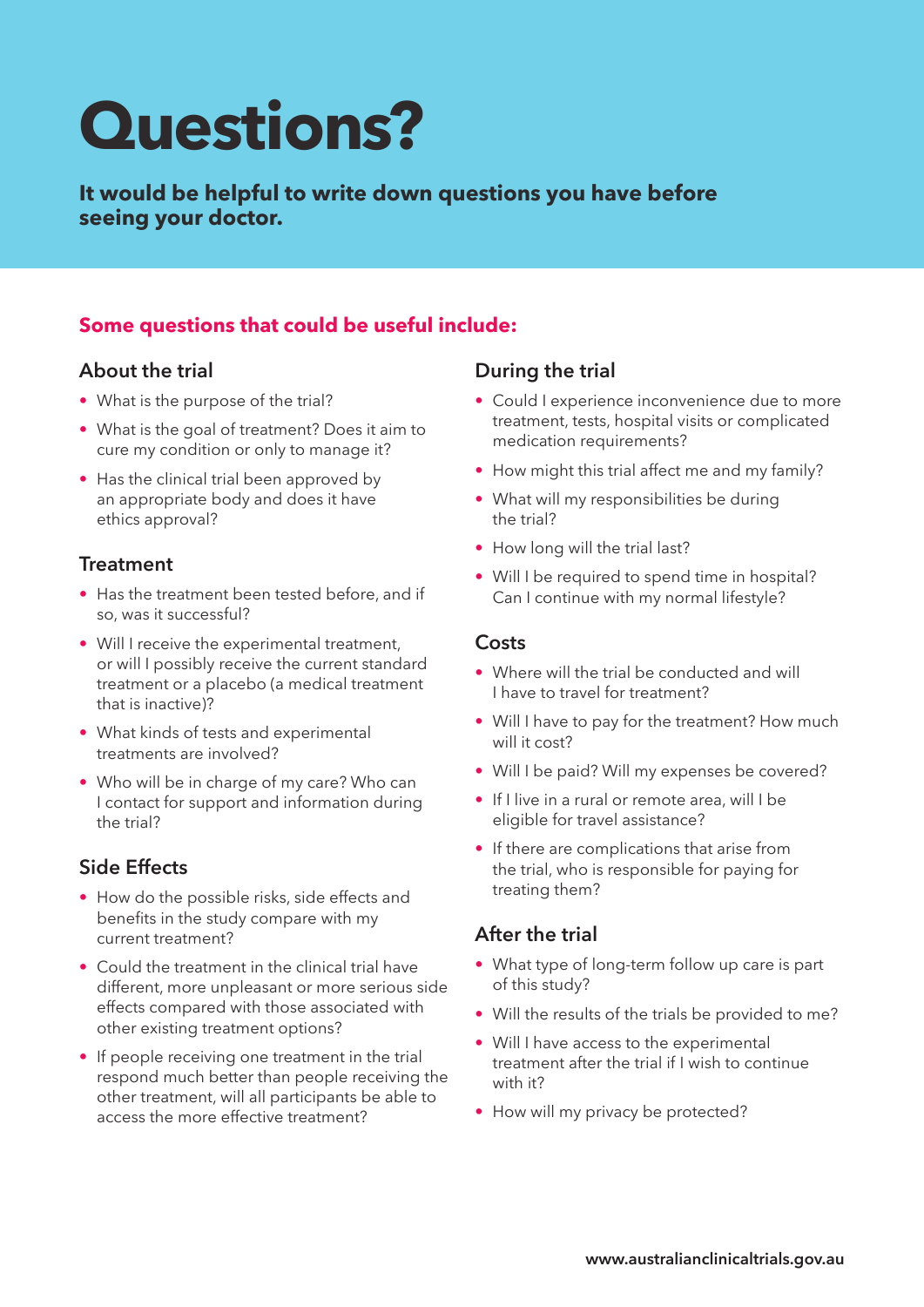# Questions?

**It would be helpful to write down questions you have before seeing your doctor.**

## Some questions that could be useful include:

### About the trial

- What is the purpose of the trial?
- What is the goal of treatment? Does it aim to cure my condition or only to manage it?
- Has the clinical trial been approved by an appropriate body and does it have ethics approval?

### Treatment

- Has the treatment been tested before, and if so, was it successful?
- Will I receive the experimental treatment, or will I possibly receive the current standard treatment or a placebo (a medical treatment that is inactive)?
- What kinds of tests and experimental treatments are involved?
- Who will be in charge of my care? Who can I contact for support and information during the trial?

### Side Effects

- How do the possible risks, side effects and benefits in the study compare with my current treatment?
- Could the treatment in the clinical trial have different, more unpleasant or more serious side effects compared with those associated with other existing treatment options?
- If people receiving one treatment in the trial respond much better than people receiving the other treatment, will all participants be able to access the more effective treatment?

### During the trial

- Could I experience inconvenience due to more treatment, tests, hospital visits or complicated medication requirements?
- How might this trial affect me and my family?
- What will my responsibilities be during the trial?
- How long will the trial last?
- Will I be required to spend time in hospital? Can I continue with my normal lifestyle?

### Costs

- Where will the trial be conducted and will I have to travel for treatment?
- Will I have to pay for the treatment? How much will it cost?
- Will I be paid? Will my expenses be covered?
- If I live in a rural or remote area, will I be eligible for travel assistance?
- If there are complications that arise from the trial, who is responsible for paying for treating them?

### After the trial

- What type of long-term follow up care is part of this study?
- Will the results of the trials be provided to me?
- Will I have access to the experimental treatment after the trial if I wish to continue with it?
- How will my privacy be protected?

www.australianclinicaltrials.gov.au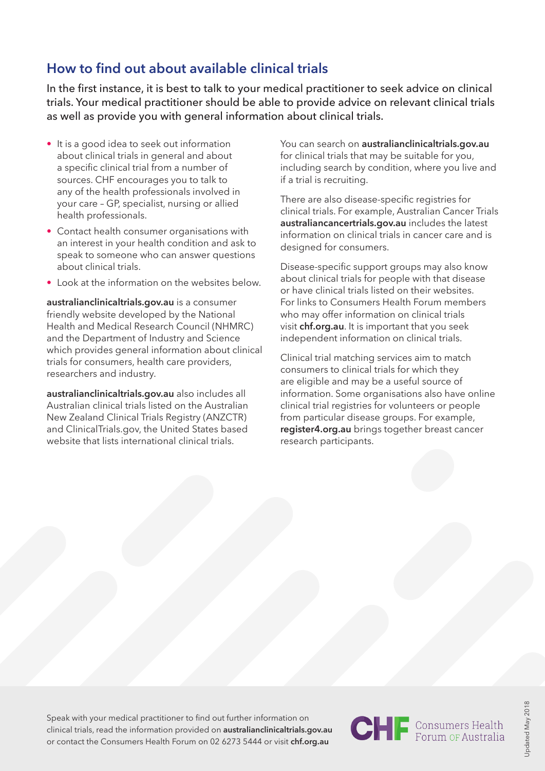## How to find out about available clinical trials

In the first instance, it is best to talk to your medical practitioner to seek advice on clinical trials. Your medical practitioner should be able to provide advice on relevant clinical trials as well as provide you with general information about clinical trials.

- It is a good idea to seek out information about clinical trials in general and about a specific clinical trial from a number of sources. CHF encourages you to talk to any of the health professionals involved in your care – GP, specialist, nursing or allied health professionals.
- Contact health consumer organisations with an interest in your health condition and ask to speak to someone who can answer questions about clinical trials.
- Look at the information on the websites below.

**australianclinicaltrials.gov.au** is a consumer friendly website developed by the National Health and Medical Research Council (NHMRC) and the Department of Industry and Science which provides general information about clinical trials for consumers, health care providers, researchers and industry.

**australianclinicaltrials.gov.au** also includes all Australian clinical trials listed on the Australian New Zealand Clinical Trials Registry (ANZCTR) and ClinicalTrials.gov, the United States based website that lists international clinical trials.

You can search on **australianclinicaltrials.gov.au** for clinical trials that may be suitable for you, including search by condition, where you live and if a trial is recruiting.

There are also disease-specific registries for clinical trials. For example, Australian Cancer Trials **australiancancertrials.gov.au** includes the latest information on clinical trials in cancer care and is designed for consumers.

Disease-specific support groups may also know about clinical trials for people with that disease or have clinical trials listed on their websites. For links to Consumers Health Forum members who may offer information on clinical trials visit **chf.org.au**. It is important that you seek independent information on clinical trials.

Clinical trial matching services aim to match consumers to clinical trials for which they are eligible and may be a useful source of information. Some organisations also have online clinical trial registries for volunteers or people from particular disease groups. For example, **register4.org.au** brings together breast cancer research participants.

Speak with your medical practitioner to find out further information on clinical trials, read the information provided on **australianclinicaltrials.gov.au** or contact the Consumers Health Forum on 02 6273 5444 or visit **chf.org.au**

CHF Consumers Health Forum OF Australia

Updated May 2018